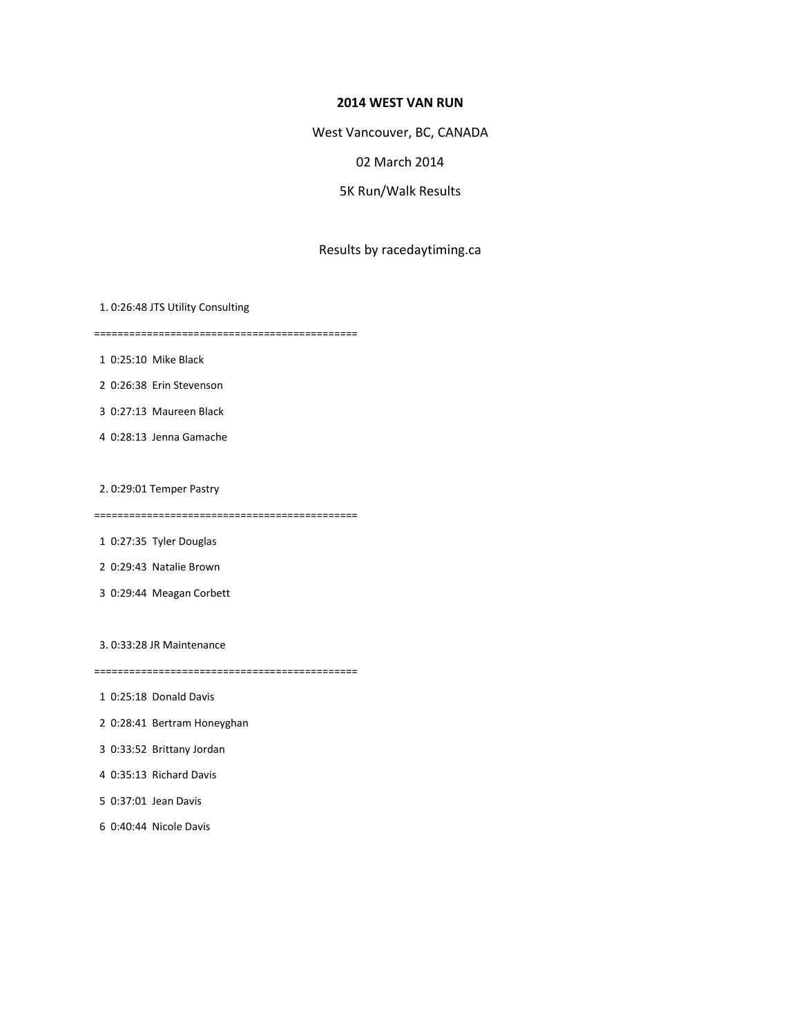**2014 WEST VAN RUN**

West Vancouver, BC, CANADA

02 March 2014

5K Run/Walk Results

Results by racedaytiming.ca

1. 0:26:48 JTS Utility Consulting

============================================

1 0:25:10 Mike Black

2 0:26:38 Erin Stevenson

3 0:27:13 Maureen Black

4 0:28:13 Jenna Gamache

2. 0:29:01 Temper Pastry

============================================

1 0:27:35 Tyler Douglas

2 0:29:43 Natalie Brown

3 0:29:44 Meagan Corbett

3. 0:33:28 JR Maintenance

============================================

1 0:25:18 Donald Davis

2 0:28:41 Bertram Honeyghan

3 0:33:52 Brittany Jordan

4 0:35:13 Richard Davis

5 0:37:01 Jean Davis

6 0:40:44 Nicole Davis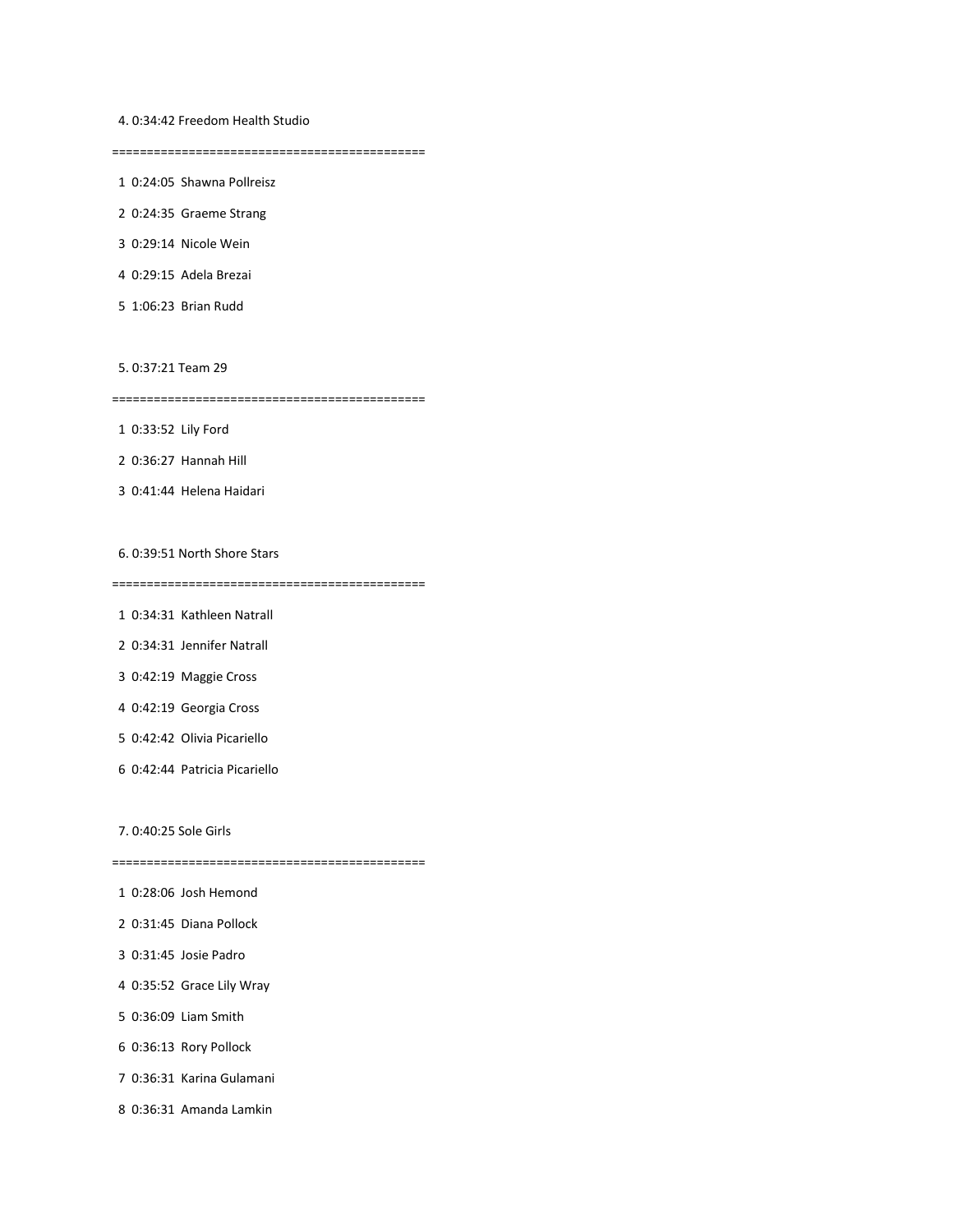4. 0:34:42 Freedom Health Studio

============================================

1 0:24:05 Shawna Pollreisz

2 0:24:35 Graeme Strang

3 0:29:14 Nicole Wein

4 0:29:15 Adela Brezai

5 1:06:23 Brian Rudd

5. 0:37:21 Team 29

============================================

1 0:33:52 Lily Ford

2 0:36:27 Hannah Hill

3 0:41:44 Helena Haidari

6. 0:39:51 North Shore Stars

============================================

1 0:34:31 Kathleen Natrall

2 0:34:31 Jennifer Natrall

3 0:42:19 Maggie Cross

4 0:42:19 Georgia Cross

5 0:42:42 Olivia Picariello

6 0:42:44 Patricia Picariello

7. 0:40:25 Sole Girls

============================================

1 0:28:06 Josh Hemond

2 0:31:45 Diana Pollock

3 0:31:45 Josie Padro

4 0:35:52 Grace Lily Wray

5 0:36:09 Liam Smith

6 0:36:13 Rory Pollock

7 0:36:31 Karina Gulamani

8 0:36:31 Amanda Lamkin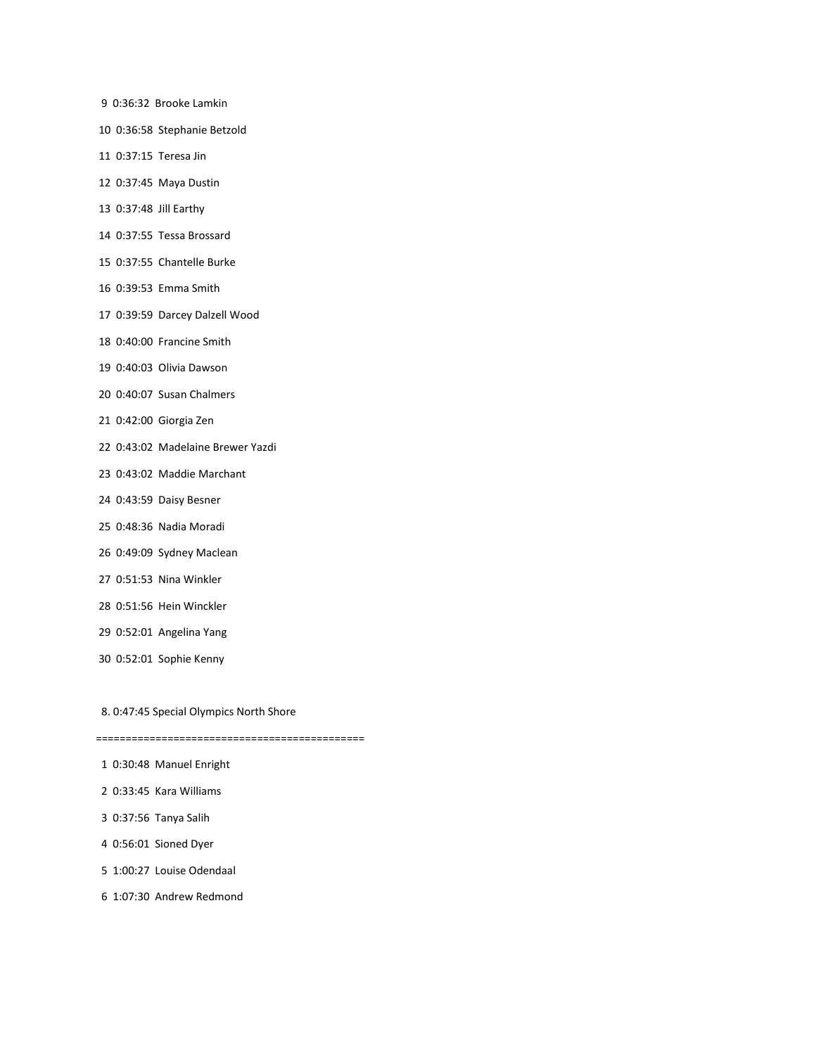9 0:36:32 Brooke Lamkin

10 0:36:58 Stephanie Betzold

11 0:37:15 Teresa Jin

12 0:37:45 Maya Dustin

13 0:37:48 Jill Earthy

14 0:37:55 Tessa Brossard

15 0:37:55 Chantelle Burke

16 0:39:53 Emma Smith

17 0:39:59 Darcey Dalzell Wood

18 0:40:00 Francine Smith

19 0:40:03 Olivia Dawson

20 0:40:07 Susan Chalmers

21 0:42:00 Giorgia Zen

22 0:43:02 Madelaine Brewer Yazdi

23 0:43:02 Maddie Marchant

24 0:43:59 Daisy Besner

25 0:48:36 Nadia Moradi

26 0:49:09 Sydney Maclean

27 0:51:53 Nina Winkler

28 0:51:56 Hein Winckler

29 0:52:01 Angelina Yang

30 0:52:01 Sophie Kenny

8. 0:47:45 Special Olympics North Shore

============================================

1 0:30:48 Manuel Enright

2 0:33:45 Kara Williams

3 0:37:56 Tanya Salih

4 0:56:01 Sioned Dyer

5 1:00:27 Louise Odendaal

6 1:07:30 Andrew Redmond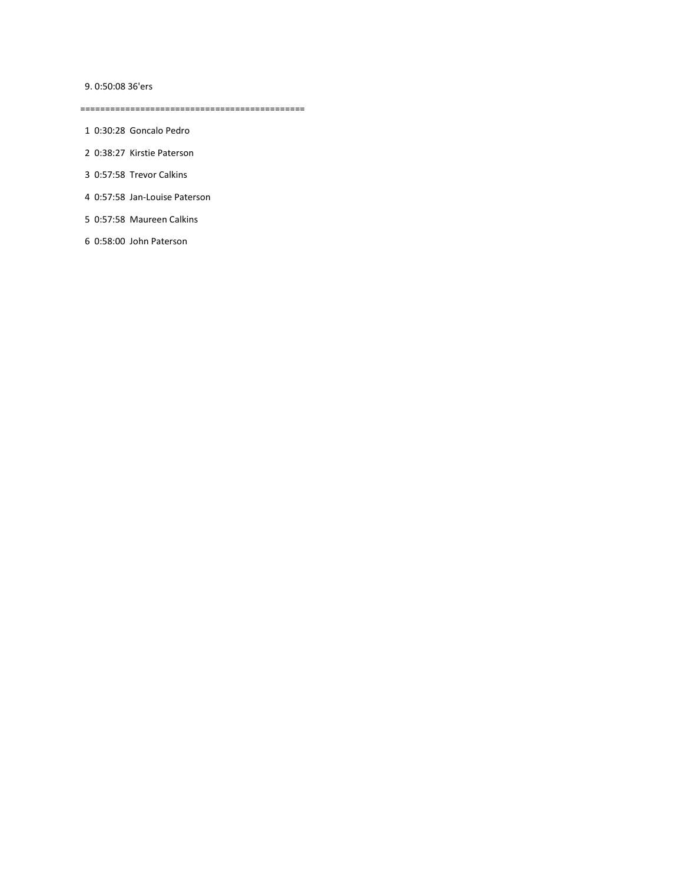9. 0:50:08 36'ers

============================================

1 0:30:28  Goncalo Pedro

2 0:38:27  Kirstie Paterson

3 0:57:58  Trevor Calkins

4 0:57:58  Jan-Louise Paterson

5 0:57:58  Maureen Calkins

6 0:58:00  John Paterson